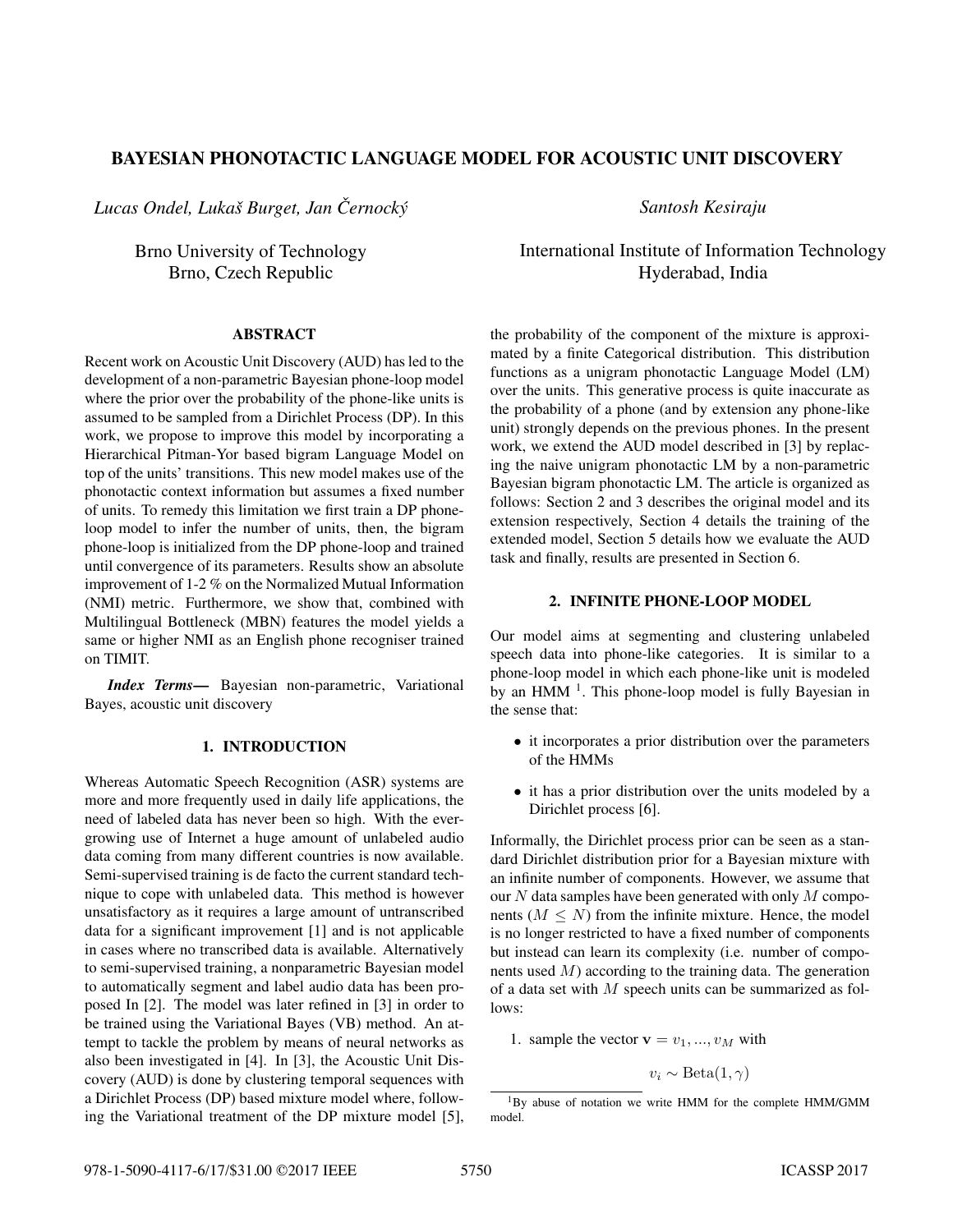# BAYESIAN PHONOTACTIC LANGUAGE MODEL FOR ACOUSTIC UNIT DISCOVERY

*Lucas Ondel, Lukaš Burget, Jan Černocký*

Brno University of Technology
Brno, Czech Republic

*Santosh Kesiraju*

International Institute of Information Technology
Hyderabad, India

## ABSTRACT

Recent work on Acoustic Unit Discovery (AUD) has led to the development of a non-parametric Bayesian phone-loop model where the prior over the probability of the phone-like units is assumed to be sampled from a Dirichlet Process (DP). In this work, we propose to improve this model by incorporating a Hierarchical Pitman-Yor based bigram Language Model on top of the units' transitions. This new model makes use of the phonotactic context information but assumes a fixed number of units. To remedy this limitation we first train a DP phone-loop model to infer the number of units, then, the bigram phone-loop is initialized from the DP phone-loop and trained until convergence of its parameters. Results show an absolute improvement of 1-2 % on the Normalized Mutual Information (NMI) metric. Furthermore, we show that, combined with Multilingual Bottleneck (MBN) features the model yields a same or higher NMI as an English phone recogniser trained on TIMIT.

***Index Terms*—** Bayesian non-parametric, Variational Bayes, acoustic unit discovery

## 1. INTRODUCTION

Whereas Automatic Speech Recognition (ASR) systems are more and more frequently used in daily life applications, the need of labeled data has never been so high. With the ever-growing use of Internet a huge amount of unlabeled audio data coming from many different countries is now available. Semi-supervised training is de facto the current standard technique to cope with unlabeled data. This method is however unsatisfactory as it requires a large amount of untranscribed data for a significant improvement [1] and is not applicable in cases where no transcribed data is available. Alternatively to semi-supervised training, a nonparametric Bayesian model to automatically segment and label audio data has been proposed In [2]. The model was later refined in [3] in order to be trained using the Variational Bayes (VB) method. An attempt to tackle the problem by means of neural networks as also been investigated in [4]. In [3], the Acoustic Unit Discovery (AUD) is done by clustering temporal sequences with a Dirichlet Process (DP) based mixture model where, following the Variational treatment of the DP mixture model [5], the probability of the component of the mixture is approximated by a finite Categorical distribution. This distribution functions as a unigram phonotactic Language Model (LM) over the units. This generative process is quite inaccurate as the probability of a phone (and by extension any phone-like unit) strongly depends on the previous phones. In the present work, we extend the AUD model described in [3] by replacing the naive unigram phonotactic LM by a non-parametric Bayesian bigram phonotactic LM. The article is organized as follows: Section 2 and 3 describes the original model and its extension respectively, Section 4 details the training of the extended model, Section 5 details how we evaluate the AUD task and finally, results are presented in Section 6.

## 2. INFINITE PHONE-LOOP MODEL

Our model aims at segmenting and clustering unlabeled speech data into phone-like categories. It is similar to a phone-loop model in which each phone-like unit is modeled by an HMM [1]. This phone-loop model is fully Bayesian in the sense that:

- it incorporates a prior distribution over the parameters of the HMMs
- it has a prior distribution over the units modeled by a Dirichlet process [6].

Informally, the Dirichlet process prior can be seen as a standard Dirichlet distribution prior for a Bayesian mixture with an infinite number of components. However, we assume that our $N$ data samples have been generated with only $M$ components ($M \leq N$) from the infinite mixture. Hence, the model is no longer restricted to have a fixed number of components but instead can learn its complexity (i.e. number of components used $M$) according to the training data. The generation of a data set with $M$ speech units can be summarized as follows:

1. sample the vector $\mathbf{v} = v_1, ..., v_M$ with

$$v_i \sim \text{Beta}(1, \gamma)$$

[1] By abuse of notation we write HMM for the complete HMM/GMM model.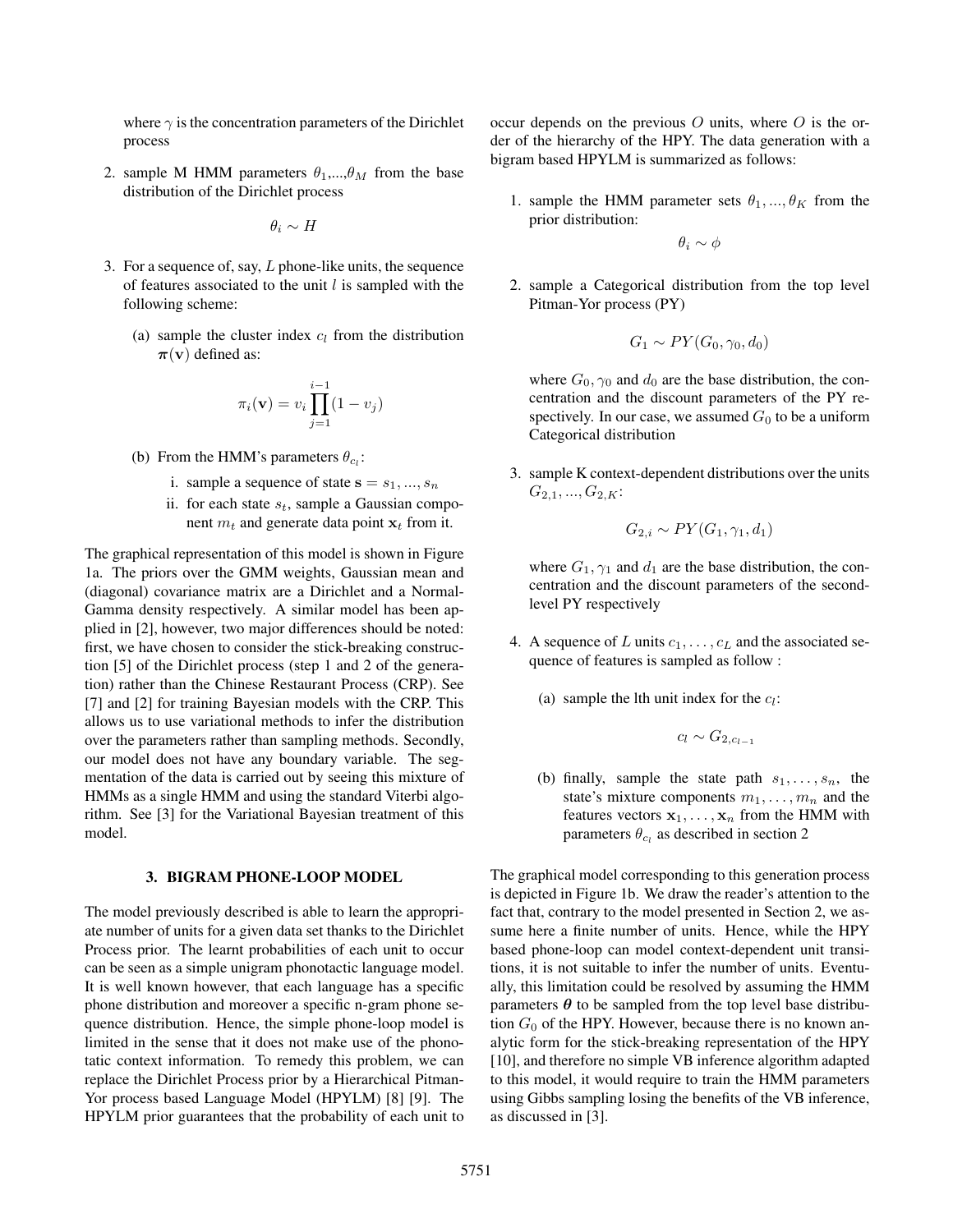where $\gamma$ is the concentration parameters of the Dirichlet process

2. sample M HMM parameters $\theta_1$,...,$\theta_M$ from the base distribution of the Dirichlet process

$$\theta_i \sim H$$

3. For a sequence of, say, $L$ phone-like units, the sequence of features associated to the unit $l$ is sampled with the following scheme:

   (a) sample the cluster index $c_l$ from the distribution $\boldsymbol{\pi}(\mathbf{v})$ defined as:

   $$\pi_i(\mathbf{v}) = v_i \prod_{j=1}^{i-1}(1 - v_j)$$

   (b) From the HMM's parameters $\theta_{c_l}$:

      i. sample a sequence of state $\mathbf{s} = s_1, ..., s_n$

      ii. for each state $s_t$, sample a Gaussian component $m_t$ and generate data point $\mathbf{x}_t$ from it.

The graphical representation of this model is shown in Figure 1a. The priors over the GMM weights, Gaussian mean and (diagonal) covariance matrix are a Dirichlet and a Normal-Gamma density respectively. A similar model has been applied in [2], however, two major differences should be noted: first, we have chosen to consider the stick-breaking construction [5] of the Dirichlet process (step 1 and 2 of the generation) rather than the Chinese Restaurant Process (CRP). See [7] and [2] for training Bayesian models with the CRP. This allows us to use variational methods to infer the distribution over the parameters rather than sampling methods. Secondly, our model does not have any boundary variable. The segmentation of the data is carried out by seeing this mixture of HMMs as a single HMM and using the standard Viterbi algorithm. See [3] for the Variational Bayesian treatment of this model.

## 3. BIGRAM PHONE-LOOP MODEL

The model previously described is able to learn the appropriate number of units for a given data set thanks to the Dirichlet Process prior. The learnt probabilities of each unit to occur can be seen as a simple unigram phonotactic language model. It is well known however, that each language has a specific phone distribution and moreover a specific n-gram phone sequence distribution. Hence, the simple phone-loop model is limited in the sense that it does not make use of the phonotactic context information. To remedy this problem, we can replace the Dirichlet Process prior by a Hierarchical Pitman-Yor process based Language Model (HPYLM) [8] [9]. The HPYLM prior guarantees that the probability of each unit to occur depends on the previous $O$ units, where $O$ is the order of the hierarchy of the HPY. The data generation with a bigram based HPYLM is summarized as follows:

1. sample the HMM parameter sets $\theta_1, ..., \theta_K$ from the prior distribution:

$$\theta_i \sim \phi$$

2. sample a Categorical distribution from the top level Pitman-Yor process (PY)

$$G_1 \sim PY(G_0, \gamma_0, d_0)$$

   where $G_0, \gamma_0$ and $d_0$ are the base distribution, the concentration and the discount parameters of the PY respectively. In our case, we assumed $G_0$ to be a uniform Categorical distribution

3. sample K context-dependent distributions over the units $G_{2,1}, ..., G_{2,K}$:

$$G_{2,i} \sim PY(G_1, \gamma_1, d_1)$$

   where $G_1, \gamma_1$ and $d_1$ are the base distribution, the concentration and the discount parameters of the second-level PY respectively

4. A sequence of $L$ units $c_1, \ldots, c_L$ and the associated sequence of features is sampled as follow :

   (a) sample the lth unit index for the $c_l$:

   $$c_l \sim G_{2,c_{l-1}}$$

   (b) finally, sample the state path $s_1, \ldots, s_n$, the state's mixture components $m_1, \ldots, m_n$ and the features vectors $\mathbf{x}_1, \ldots, \mathbf{x}_n$ from the HMM with parameters $\theta_{c_l}$ as described in section 2

The graphical model corresponding to this generation process is depicted in Figure 1b. We draw the reader's attention to the fact that, contrary to the model presented in Section 2, we assume here a finite number of units. Hence, while the HPY based phone-loop can model context-dependent unit transitions, it is not suitable to infer the number of units. Eventually, this limitation could be resolved by assuming the HMM parameters $\boldsymbol{\theta}$ to be sampled from the top level base distribution $G_0$ of the HPY. However, because there is no known analytic form for the stick-breaking representation of the HPY [10], and therefore no simple VB inference algorithm adapted to this model, it would require to train the HMM parameters using Gibbs sampling losing the benefits of the VB inference, as discussed in [3].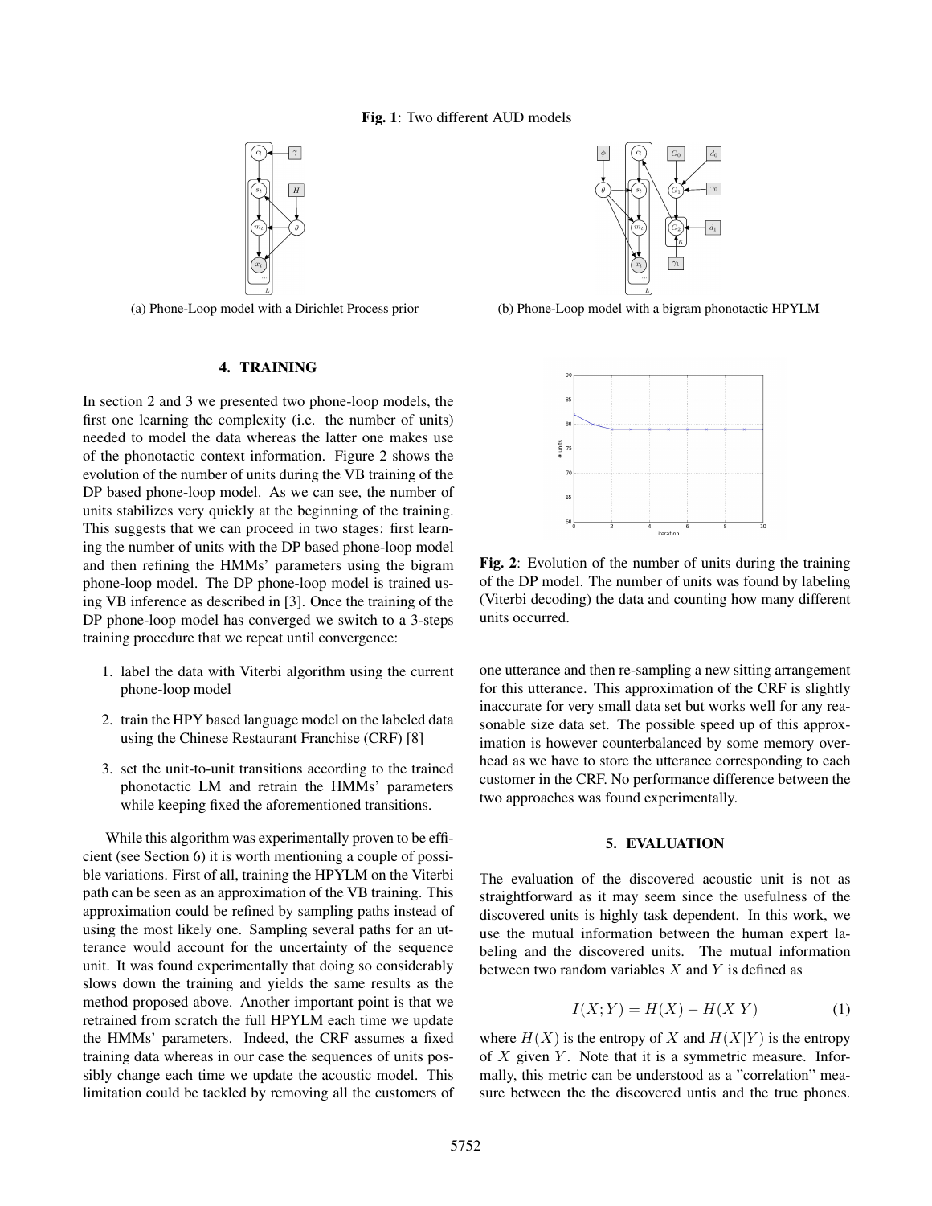**Fig. 1**: Two different AUD models

(a) Phone-Loop model with a Dirichlet Process prior

(b) Phone-Loop model with a bigram phonotactic HPYLM

## 4. TRAINING

In section 2 and 3 we presented two phone-loop models, the first one learning the complexity (i.e. the number of units) needed to model the data whereas the latter one makes use of the phonotactic context information. Figure 2 shows the evolution of the number of units during the VB training of the DP based phone-loop model. As we can see, the number of units stabilizes very quickly at the beginning of the training. This suggests that we can proceed in two stages: first learning the number of units with the DP based phone-loop model and then refining the HMMs' parameters using the bigram phone-loop model. The DP phone-loop model is trained using VB inference as described in [3]. Once the training of the DP phone-loop model has converged we switch to a 3-steps training procedure that we repeat until convergence:

1. label the data with Viterbi algorithm using the current phone-loop model
2. train the HPY based language model on the labeled data using the Chinese Restaurant Franchise (CRF) [8]
3. set the unit-to-unit transitions according to the trained phonotactic LM and retrain the HMMs' parameters while keeping fixed the aforementioned transitions.

While this algorithm was experimentally proven to be efficient (see Section 6) it is worth mentioning a couple of possible variations. First of all, training the HPYLM on the Viterbi path can be seen as an approximation of the VB training. This approximation could be refined by sampling paths instead of using the most likely one. Sampling several paths for an utterance would account for the uncertainty of the sequence unit. It was found experimentally that doing so considerably slows down the training and yields the same results as the method proposed above. Another important point is that we retrained from scratch the full HPYLM each time we update the HMMs' parameters. Indeed, the CRF assumes a fixed training data whereas in our case the sequences of units possibly change each time we update the acoustic model. This limitation could be tackled by removing all the customers of one utterance and then re-sampling a new sitting arrangement for this utterance. This approximation of the CRF is slightly inaccurate for very small data set but works well for any reasonable size data set. The possible speed up of this approximation is however counterbalanced by some memory overhead as we have to store the utterance corresponding to each customer in the CRF. No performance difference between the two approaches was found experimentally.

90
85
80
75
70
65
60
# units
0
2
4
6
8
10
iteration

**Fig. 2**: Evolution of the number of units during the training of the DP model. The number of units was found by labeling (Viterbi decoding) the data and counting how many different units occurred.

## 5. EVALUATION

The evaluation of the discovered acoustic unit is not as straightforward as it may seem since the usefulness of the discovered units is highly task dependent. In this work, we use the mutual information between the human expert labeling and the discovered units. The mutual information between two random variables $X$ and $Y$ is defined as

$$I(X;Y) = H(X) - H(X|Y) \tag{1}$$

where $H(X)$ is the entropy of $X$ and $H(X|Y)$ is the entropy of $X$ given $Y$. Note that it is a symmetric measure. Informally, this metric can be understood as a "correlation" measure between the the discovered untis and the true phones.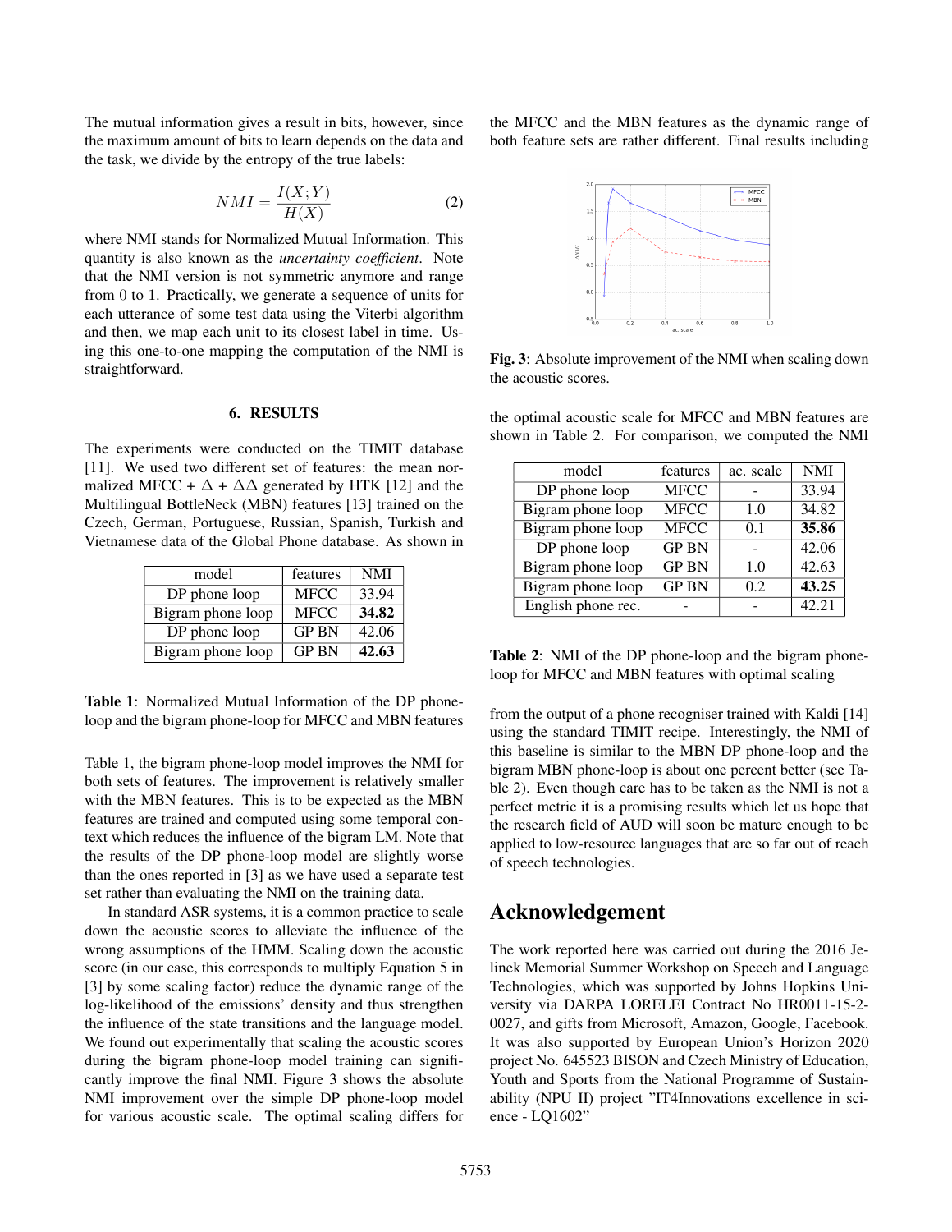The mutual information gives a result in bits, however, since the maximum amount of bits to learn depends on the data and the task, we divide by the entropy of the true labels:

$$NMI = \frac{I(X;Y)}{H(X)} \tag{2}$$

where NMI stands for Normalized Mutual Information. This quantity is also known as the *uncertainty coefficient*. Note that the NMI version is not symmetric anymore and range from 0 to 1. Practically, we generate a sequence of units for each utterance of some test data using the Viterbi algorithm and then, we map each unit to its closest label in time. Using this one-to-one mapping the computation of the NMI is straightforward.

## 6. RESULTS

The experiments were conducted on the TIMIT database [11]. We used two different set of features: the mean normalized MFCC + $\Delta$ + $\Delta\Delta$ generated by HTK [12] and the Multilingual BottleNeck (MBN) features [13] trained on the Czech, German, Portuguese, Russian, Spanish, Turkish and Vietnamese data of the Global Phone database. As shown in Table 1, the bigram phone-loop model improves the NMI for both sets of features. The improvement is relatively smaller with the MBN features. This is to be expected as the MBN features are trained and computed using some temporal context which reduces the influence of the bigram LM. Note that the results of the DP phone-loop model are slightly worse than the ones reported in [3] as we have used a separate test set rather than evaluating the NMI on the training data.

| model | features | NMI |
|---|---|---|
| DP phone loop | MFCC | 33.94 |
| Bigram phone loop | MFCC | **34.82** |
| DP phone loop | GP BN | 42.06 |
| Bigram phone loop | GP BN | **42.63** |

**Table 1**: Normalized Mutual Information of the DP phone-loop and the bigram phone-loop for MFCC and MBN features

In standard ASR systems, it is a common practice to scale down the acoustic scores to alleviate the influence of the wrong assumptions of the HMM. Scaling down the acoustic score (in our case, this corresponds to multiply Equation 5 in [3] by some scaling factor) reduce the dynamic range of the log-likelihood of the emissions' density and thus strengthen the influence of the state transitions and the language model. We found out experimentally that scaling the acoustic scores during the bigram phone-loop model training can significantly improve the final NMI. Figure 3 shows the absolute NMI improvement over the simple DP phone-loop model for various acoustic scale. The optimal scaling differs for the MFCC and the MBN features as the dynamic range of both feature sets are rather different. Final results including the optimal acoustic scale for MFCC and MBN features are shown in Table 2. For comparison, we computed the NMI from the output of a phone recogniser trained with Kaldi [14] using the standard TIMIT recipe. Interestingly, the NMI of this baseline is similar to the MBN DP phone-loop and the bigram MBN phone-loop is about one percent better (see Table 2). Even though care has to be taken as the NMI is not a perfect metric it is a promising results which let us hope that the research field of AUD will soon be mature enough to be applied to low-resource languages that are so far out of reach of speech technologies.

**Fig. 3**: Absolute improvement of the NMI when scaling down the acoustic scores.

| model | features | ac. scale | NMI |
|---|---|---|---|
| DP phone loop | MFCC | - | 33.94 |
| Bigram phone loop | MFCC | 1.0 | 34.82 |
| Bigram phone loop | MFCC | 0.1 | **35.86** |
| DP phone loop | GP BN | - | 42.06 |
| Bigram phone loop | GP BN | 1.0 | 42.63 |
| Bigram phone loop | GP BN | 0.2 | **43.25** |
| English phone rec. | - | - | 42.21 |

**Table 2**: NMI of the DP phone-loop and the bigram phone-loop for MFCC and MBN features with optimal scaling

# Acknowledgement

The work reported here was carried out during the 2016 Jelinek Memorial Summer Workshop on Speech and Language Technologies, which was supported by Johns Hopkins University via DARPA LORELEI Contract No HR0011-15-2-0027, and gifts from Microsoft, Amazon, Google, Facebook. It was also supported by European Union's Horizon 2020 project No. 645523 BISON and Czech Ministry of Education, Youth and Sports from the National Programme of Sustainability (NPU II) project "IT4Innovations excellence in science - LQ1602"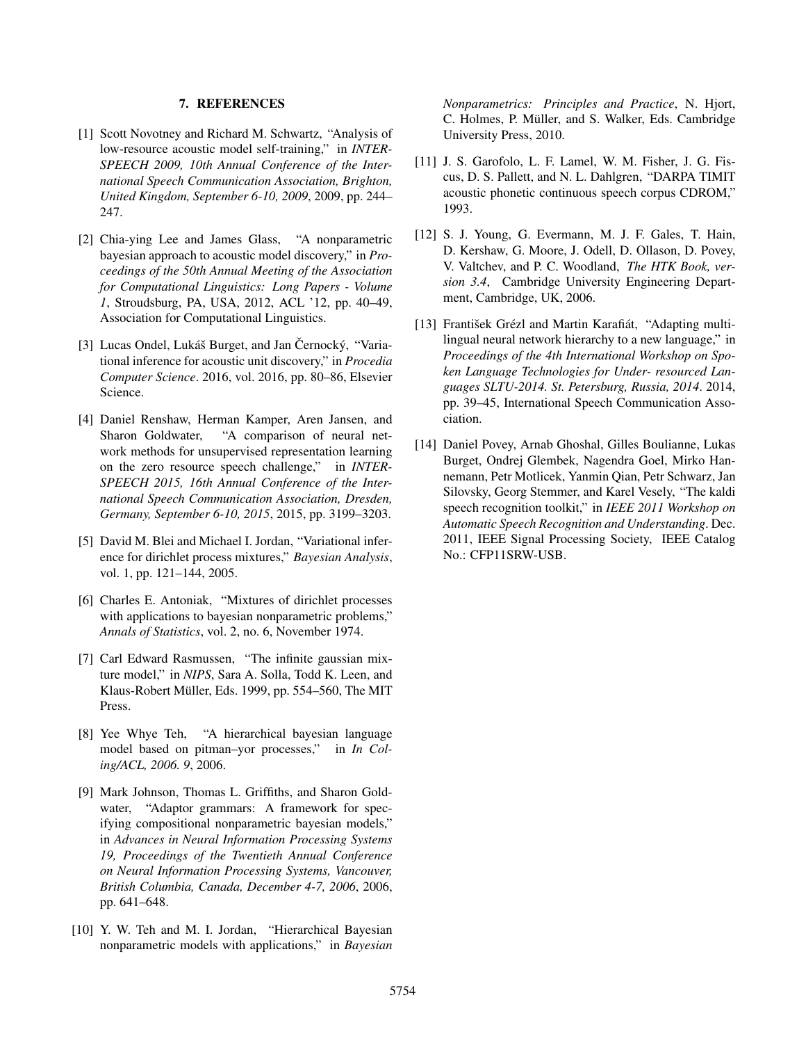## 7. REFERENCES

[1] Scott Novotney and Richard M. Schwartz, "Analysis of low-resource acoustic model self-training," in *INTERSPEECH 2009, 10th Annual Conference of the International Speech Communication Association, Brighton, United Kingdom, September 6-10, 2009*, 2009, pp. 244–247.

[2] Chia-ying Lee and James Glass, "A nonparametric bayesian approach to acoustic model discovery," in *Proceedings of the 50th Annual Meeting of the Association for Computational Linguistics: Long Papers - Volume 1*, Stroudsburg, PA, USA, 2012, ACL '12, pp. 40–49, Association for Computational Linguistics.

[3] Lucas Ondel, Lukáš Burget, and Jan Černocký, "Variational inference for acoustic unit discovery," in *Procedia Computer Science*. 2016, vol. 2016, pp. 80–86, Elsevier Science.

[4] Daniel Renshaw, Herman Kamper, Aren Jansen, and Sharon Goldwater, "A comparison of neural network methods for unsupervised representation learning on the zero resource speech challenge," in *INTERSPEECH 2015, 16th Annual Conference of the International Speech Communication Association, Dresden, Germany, September 6-10, 2015*, 2015, pp. 3199–3203.

[5] David M. Blei and Michael I. Jordan, "Variational inference for dirichlet process mixtures," *Bayesian Analysis*, vol. 1, pp. 121–144, 2005.

[6] Charles E. Antoniak, "Mixtures of dirichlet processes with applications to bayesian nonparametric problems," *Annals of Statistics*, vol. 2, no. 6, November 1974.

[7] Carl Edward Rasmussen, "The infinite gaussian mixture model," in *NIPS*, Sara A. Solla, Todd K. Leen, and Klaus-Robert Müller, Eds. 1999, pp. 554–560, The MIT Press.

[8] Yee Whye Teh, "A hierarchical bayesian language model based on pitman–yor processes," in *In Coling/ACL, 2006. 9*, 2006.

[9] Mark Johnson, Thomas L. Griffiths, and Sharon Goldwater, "Adaptor grammars: A framework for specifying compositional nonparametric bayesian models," in *Advances in Neural Information Processing Systems 19, Proceedings of the Twentieth Annual Conference on Neural Information Processing Systems, Vancouver, British Columbia, Canada, December 4-7, 2006*, 2006, pp. 641–648.

[10] Y. W. Teh and M. I. Jordan, "Hierarchical Bayesian nonparametric models with applications," in *Bayesian Nonparametrics: Principles and Practice*, N. Hjort, C. Holmes, P. Müller, and S. Walker, Eds. Cambridge University Press, 2010.

[11] J. S. Garofolo, L. F. Lamel, W. M. Fisher, J. G. Fiscus, D. S. Pallett, and N. L. Dahlgren, "DARPA TIMIT acoustic phonetic continuous speech corpus CDROM," 1993.

[12] S. J. Young, G. Evermann, M. J. F. Gales, T. Hain, D. Kershaw, G. Moore, J. Odell, D. Ollason, D. Povey, V. Valtchev, and P. C. Woodland, *The HTK Book, version 3.4*, Cambridge University Engineering Department, Cambridge, UK, 2006.

[13] František Grézl and Martin Karafiát, "Adapting multilingual neural network hierarchy to a new language," in *Proceedings of the 4th International Workshop on Spoken Language Technologies for Under- resourced Languages SLTU-2014. St. Petersburg, Russia, 2014*. 2014, pp. 39–45, International Speech Communication Association.

[14] Daniel Povey, Arnab Ghoshal, Gilles Boulianne, Lukas Burget, Ondrej Glembek, Nagendra Goel, Mirko Hannemann, Petr Motlicek, Yanmin Qian, Petr Schwarz, Jan Silovsky, Georg Stemmer, and Karel Vesely, "The kaldi speech recognition toolkit," in *IEEE 2011 Workshop on Automatic Speech Recognition and Understanding*. Dec. 2011, IEEE Signal Processing Society, IEEE Catalog No.: CFP11SRW-USB.